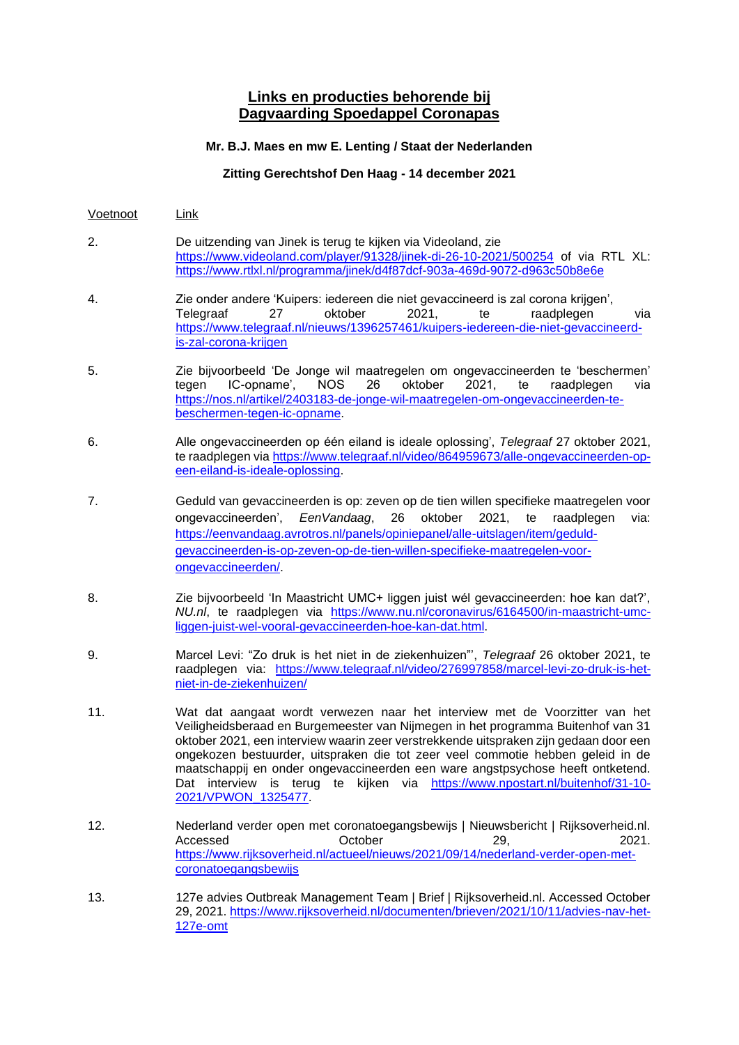# Links en producties behorende bij Dagvaarding Spoedappel Coronapas

**Mr. B.J. Maes en mw E. Lenting / Staat der Nederlanden**

**Zitting Gerechtshof Den Haag - 14 december 2021**

| Voetnoot | Link |
| --- | --- |
| 2. | De uitzending van Jinek is terug te kijken via Videoland, zie https://www.videoland.com/player/91328/jinek-di-26-10-2021/500254 of via RTL XL: https://www.rtlxl.nl/programma/jinek/d4f87dcf-903a-469d-9072-d963c50b8e6e |
| 4. | Zie onder andere 'Kuipers: iedereen die niet gevaccineerd is zal corona krijgen', Telegraaf 27 oktober 2021, te raadplegen via https://www.telegraaf.nl/nieuws/1396257461/kuipers-iedereen-die-niet-gevaccineerd-is-zal-corona-krijgen |
| 5. | Zie bijvoorbeeld 'De Jonge wil maatregelen om ongevaccineerden te 'beschermen' tegen IC-opname', NOS 26 oktober 2021, te raadplegen via https://nos.nl/artikel/2403183-de-jonge-wil-maatregelen-om-ongevaccineerden-te-beschermen-tegen-ic-opname. |
| 6. | Alle ongevaccineerden op één eiland is ideale oplossing', *Telegraaf* 27 oktober 2021, te raadplegen via https://www.telegraaf.nl/video/864959673/alle-ongevaccineerden-op-een-eiland-is-ideale-oplossing. |
| 7. | Geduld van gevaccineerden is op: zeven op de tien willen specifieke maatregelen voor ongevaccineerden', *EenVandaag*, 26 oktober 2021, te raadplegen via: https://eenvandaag.avrotros.nl/panels/opiniepanel/alle-uitslagen/item/geduld-gevaccineerden-is-op-zeven-op-de-tien-willen-specifieke-maatregelen-voor-ongevaccineerden/. |
| 8. | Zie bijvoorbeeld 'In Maastricht UMC+ liggen juist wél gevaccineerden: hoe kan dat?', *NU.nl*, te raadplegen via https://www.nu.nl/coronavirus/6164500/in-maastricht-umc-liggen-juist-wel-vooral-gevaccineerden-hoe-kan-dat.html. |
| 9. | Marcel Levi: "Zo druk is het niet in de ziekenhuizen"', *Telegraaf* 26 oktober 2021, te raadplegen via: https://www.telegraaf.nl/video/276997858/marcel-levi-zo-druk-is-het-niet-in-de-ziekenhuizen/ |
| 11. | Wat dat aangaat wordt verwezen naar het interview met de Voorzitter van het Veiligheidsberaad en Burgemeester van Nijmegen in het programma Buitenhof van 31 oktober 2021, een interview waarin zeer verstrekkende uitspraken zijn gedaan door een ongekozen bestuurder, uitspraken die tot zeer veel commotie hebben geleid in de maatschappij en onder ongevaccineerden een ware angstpsychose heeft ontketend. Dat interview is terug te kijken via https://www.npostart.nl/buitenhof/31-10-2021/VPWON_1325477. |
| 12. | Nederland verder open met coronatoegangsbewijs \| Nieuwsbericht \| Rijksoverheid.nl. Accessed October 29, 2021. https://www.rijksoverheid.nl/actueel/nieuws/2021/09/14/nederland-verder-open-met-coronatoegangsbewijs |
| 13. | 127e advies Outbreak Management Team \| Brief \| Rijksoverheid.nl. Accessed October 29, 2021. https://www.rijksoverheid.nl/documenten/brieven/2021/10/11/advies-nav-het-127e-omt |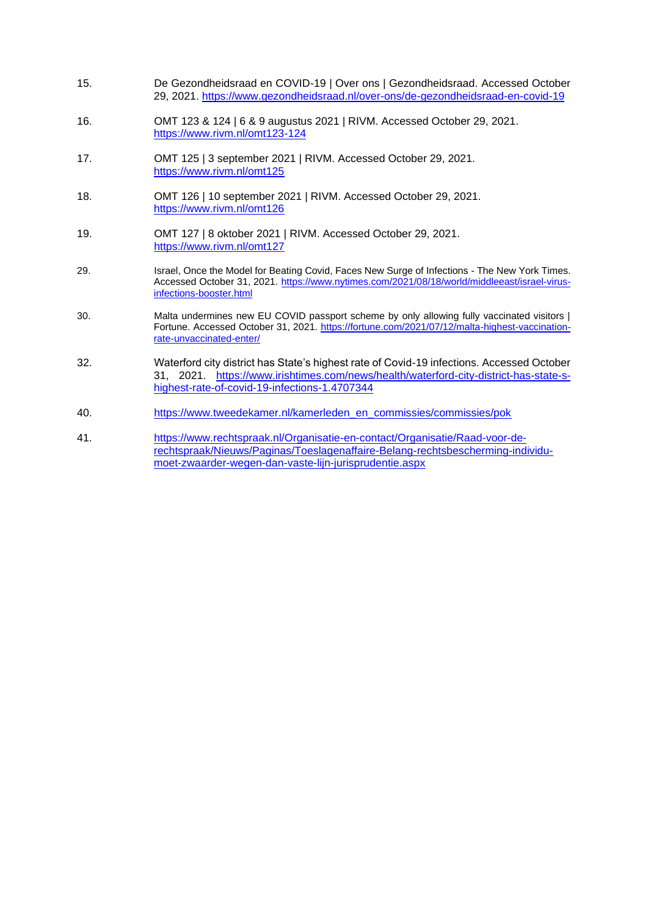15. De Gezondheidsraad en COVID-19 | Over ons | Gezondheidsraad. Accessed October 29, 2021. https://www.gezondheidsraad.nl/over-ons/de-gezondheidsraad-en-covid-19

16. OMT 123 & 124 | 6 & 9 augustus 2021 | RIVM. Accessed October 29, 2021. https://www.rivm.nl/omt123-124

17. OMT 125 | 3 september 2021 | RIVM. Accessed October 29, 2021. https://www.rivm.nl/omt125

18. OMT 126 | 10 september 2021 | RIVM. Accessed October 29, 2021. https://www.rivm.nl/omt126

19. OMT 127 | 8 oktober 2021 | RIVM. Accessed October 29, 2021. https://www.rivm.nl/omt127

29. Israel, Once the Model for Beating Covid, Faces New Surge of Infections - The New York Times. Accessed October 31, 2021. https://www.nytimes.com/2021/08/18/world/middleeast/israel-virus-infections-booster.html

30. Malta undermines new EU COVID passport scheme by only allowing fully vaccinated visitors | Fortune. Accessed October 31, 2021. https://fortune.com/2021/07/12/malta-highest-vaccination-rate-unvaccinated-enter/

32. Waterford city district has State's highest rate of Covid-19 infections. Accessed October 31, 2021. https://www.irishtimes.com/news/health/waterford-city-district-has-state-s-highest-rate-of-covid-19-infections-1.4707344

40. https://www.tweedekamer.nl/kamerleden_en_commissies/commissies/pok

41. https://www.rechtspraak.nl/Organisatie-en-contact/Organisatie/Raad-voor-de-rechtspraak/Nieuws/Paginas/Toeslagenaffaire-Belang-rechtsbescherming-individu-moet-zwaarder-wegen-dan-vaste-lijn-jurisprudentie.aspx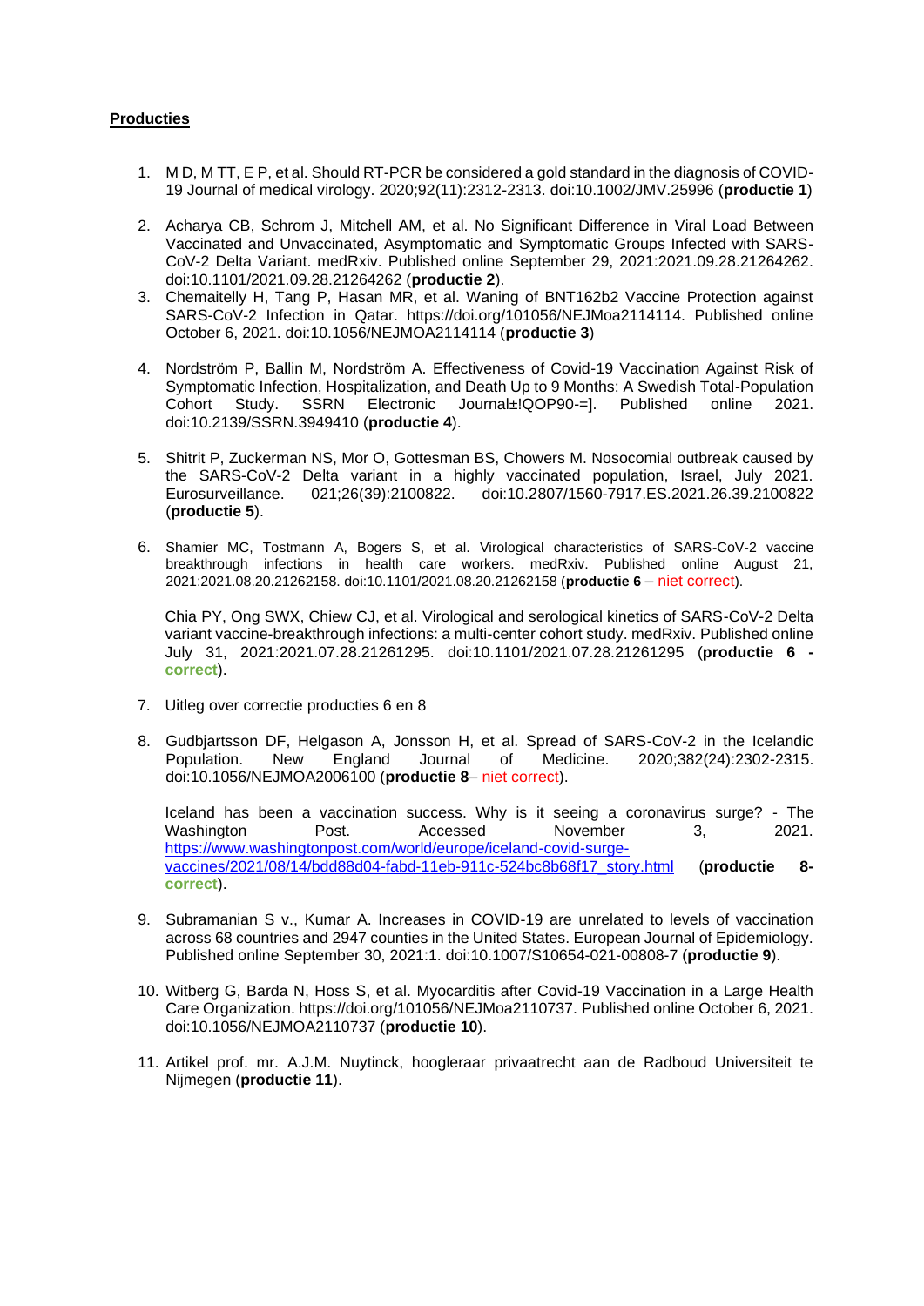**Producties**

1. M D, M TT, E P, et al. Should RT-PCR be considered a gold standard in the diagnosis of COVID-19 Journal of medical virology. 2020;92(11):2312-2313. doi:10.1002/JMV.25996 (**productie 1**)

2. Acharya CB, Schrom J, Mitchell AM, et al. No Significant Difference in Viral Load Between Vaccinated and Unvaccinated, Asymptomatic and Symptomatic Groups Infected with SARS-CoV-2 Delta Variant. medRxiv. Published online September 29, 2021:2021.09.28.21264262. doi:10.1101/2021.09.28.21264262 (**productie 2**).
3. Chemaitelly H, Tang P, Hasan MR, et al. Waning of BNT162b2 Vaccine Protection against SARS-CoV-2 Infection in Qatar. https://doi.org/101056/NEJMoa2114114. Published online October 6, 2021. doi:10.1056/NEJMOA2114114 (**productie 3**)

4. Nordström P, Ballin M, Nordström A. Effectiveness of Covid-19 Vaccination Against Risk of Symptomatic Infection, Hospitalization, and Death Up to 9 Months: A Swedish Total-Population Cohort Study. SSRN Electronic Journal±!QOP90-=]. Published online 2021. doi:10.2139/SSRN.3949410 (**productie 4**).

5. Shitrit P, Zuckerman NS, Mor O, Gottesman BS, Chowers M. Nosocomial outbreak caused by the SARS-CoV-2 Delta variant in a highly vaccinated population, Israel, July 2021. Eurosurveillance. 021;26(39):2100822. doi:10.2807/1560-7917.ES.2021.26.39.2100822 (**productie 5**).

6. Shamier MC, Tostmann A, Bogers S, et al. Virological characteristics of SARS-CoV-2 vaccine breakthrough infections in health care workers. medRxiv. Published online August 21, 2021:2021.08.20.21262158. doi:10.1101/2021.08.20.21262158 (**productie 6** – niet correct).

   Chia PY, Ong SWX, Chiew CJ, et al. Virological and serological kinetics of SARS-CoV-2 Delta variant vaccine-breakthrough infections: a multi-center cohort study. medRxiv. Published online July 31, 2021:2021.07.28.21261295. doi:10.1101/2021.07.28.21261295 (**productie 6 - correct**).

7. Uitleg over correctie producties 6 en 8

8. Gudbjartsson DF, Helgason A, Jonsson H, et al. Spread of SARS-CoV-2 in the Icelandic Population. New England Journal of Medicine. 2020;382(24):2302-2315. doi:10.1056/NEJMOA2006100 (**productie 8**– niet correct).

   Iceland has been a vaccination success. Why is it seeing a coronavirus surge? - The Washington Post. Accessed November 3, 2021. https://www.washingtonpost.com/world/europe/iceland-covid-surge-vaccines/2021/08/14/bdd88d04-fabd-11eb-911c-524bc8b68f17_story.html (**productie 8- correct**).

9. Subramanian S v., Kumar A. Increases in COVID-19 are unrelated to levels of vaccination across 68 countries and 2947 counties in the United States. European Journal of Epidemiology. Published online September 30, 2021:1. doi:10.1007/S10654-021-00808-7 (**productie 9**).

10. Witberg G, Barda N, Hoss S, et al. Myocarditis after Covid-19 Vaccination in a Large Health Care Organization. https://doi.org/101056/NEJMoa2110737. Published online October 6, 2021. doi:10.1056/NEJMOA2110737 (**productie 10**).

11. Artikel prof. mr. A.J.M. Nuytinck, hoogleraar privaatrecht aan de Radboud Universiteit te Nijmegen (**productie 11**).